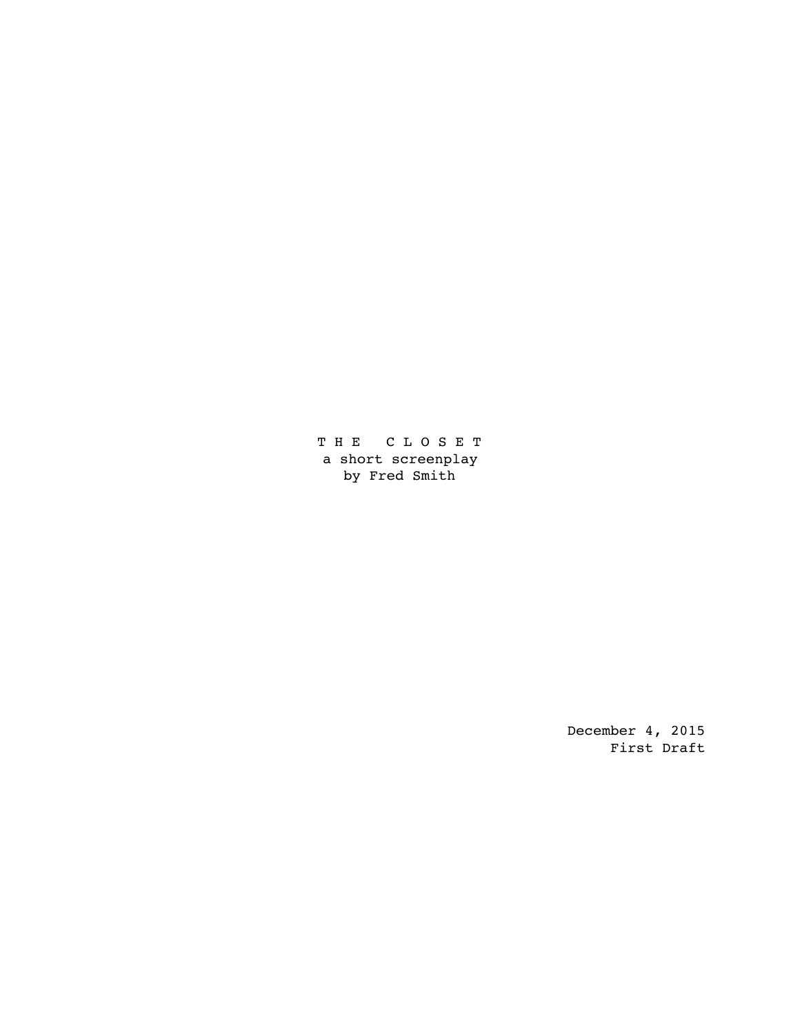# T H E   C L O S E T

a short screenplay

by Fred Smith

December 4, 2015

First Draft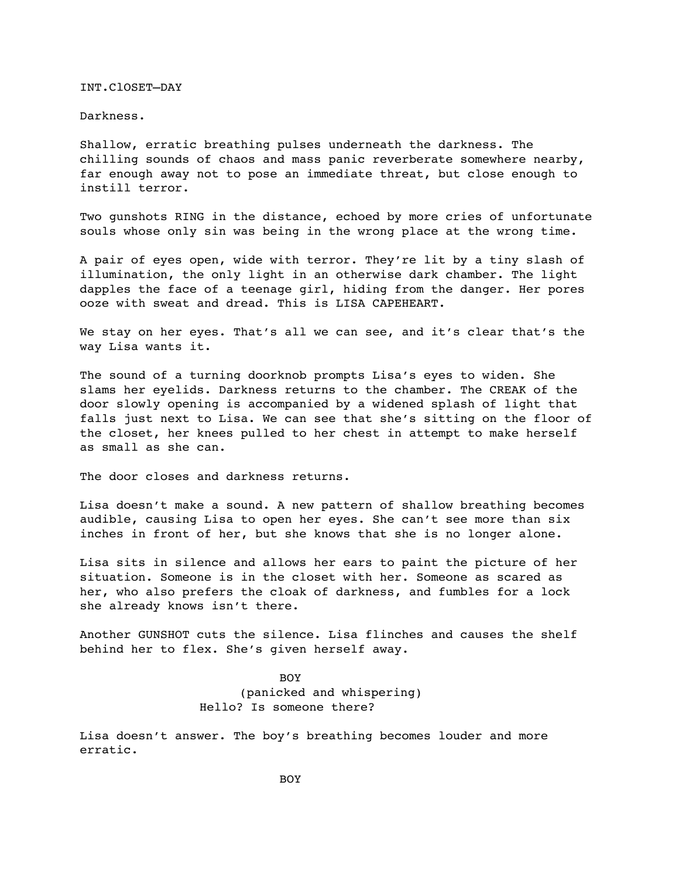INT.ClOSET—DAY

Darkness.

Shallow, erratic breathing pulses underneath the darkness. The chilling sounds of chaos and mass panic reverberate somewhere nearby, far enough away not to pose an immediate threat, but close enough to instill terror.

Two gunshots RING in the distance, echoed by more cries of unfortunate souls whose only sin was being in the wrong place at the wrong time.

A pair of eyes open, wide with terror. They're lit by a tiny slash of illumination, the only light in an otherwise dark chamber. The light dapples the face of a teenage girl, hiding from the danger. Her pores ooze with sweat and dread. This is LISA CAPEHEART.

We stay on her eyes. That's all we can see, and it's clear that's the way Lisa wants it.

The sound of a turning doorknob prompts Lisa's eyes to widen. She slams her eyelids. Darkness returns to the chamber. The CREAK of the door slowly opening is accompanied by a widened splash of light that falls just next to Lisa. We can see that she's sitting on the floor of the closet, her knees pulled to her chest in attempt to make herself as small as she can.

The door closes and darkness returns.

Lisa doesn't make a sound. A new pattern of shallow breathing becomes audible, causing Lisa to open her eyes. She can't see more than six inches in front of her, but she knows that she is no longer alone.

Lisa sits in silence and allows her ears to paint the picture of her situation. Someone is in the closet with her. Someone as scared as her, who also prefers the cloak of darkness, and fumbles for a lock she already knows isn't there.

Another GUNSHOT cuts the silence. Lisa flinches and causes the shelf behind her to flex. She's given herself away.

BOY
(panicked and whispering)
Hello? Is someone there?

Lisa doesn't answer. The boy's breathing becomes louder and more erratic.

BOY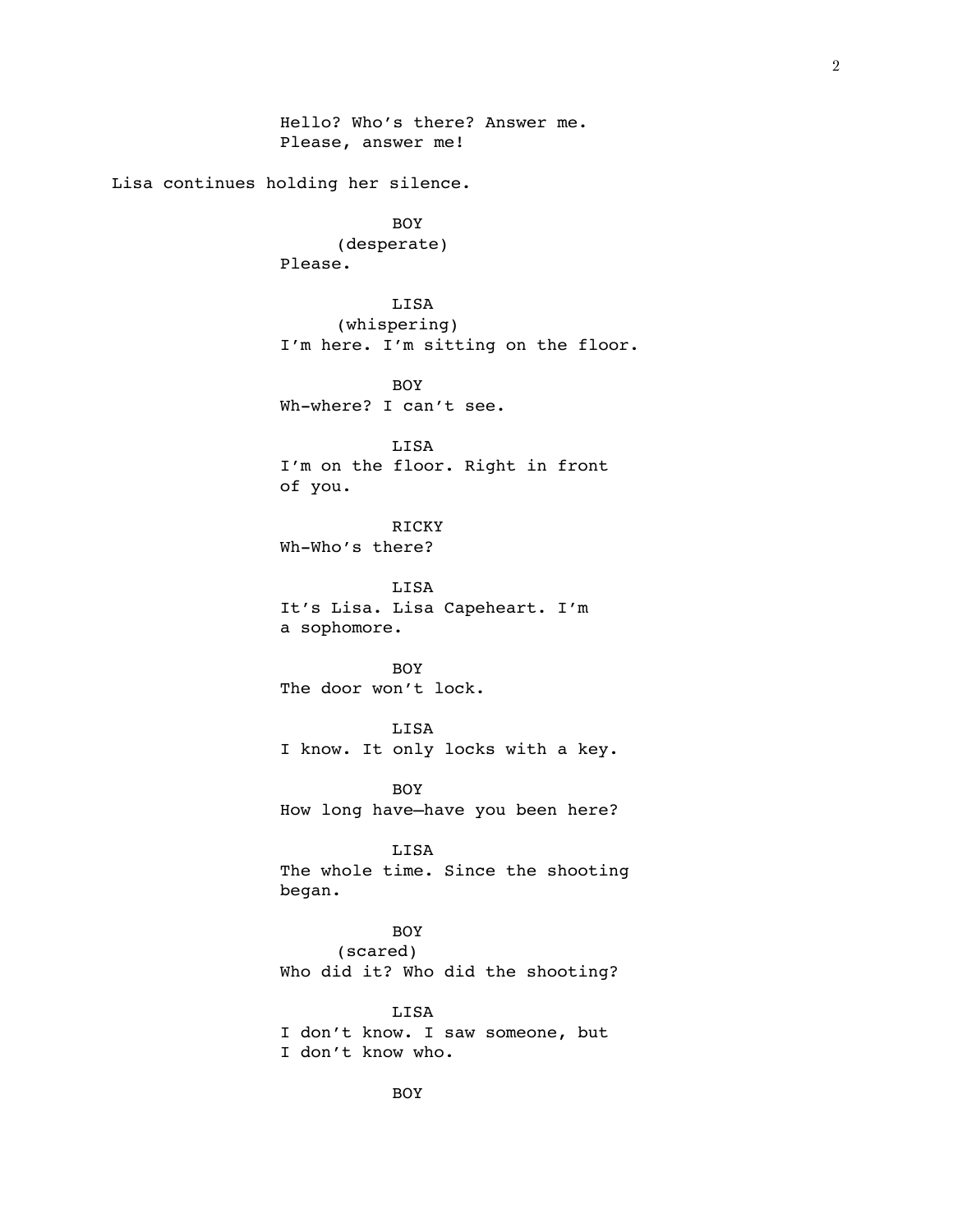Hello? Who's there? Answer me.
Please, answer me!

Lisa continues holding her silence.

BOY
(desperate)
Please.

LISA
(whispering)
I'm here. I'm sitting on the floor.

BOY
Wh-where? I can't see.

LISA
I'm on the floor. Right in front of you.

RICKY
Wh-Who's there?

LISA
It's Lisa. Lisa Capeheart. I'm a sophomore.

BOY
The door won't lock.

LISA
I know. It only locks with a key.

BOY
How long have—have you been here?

LISA
The whole time. Since the shooting began.

BOY
(scared)
Who did it? Who did the shooting?

LISA
I don't know. I saw someone, but I don't know who.

BOY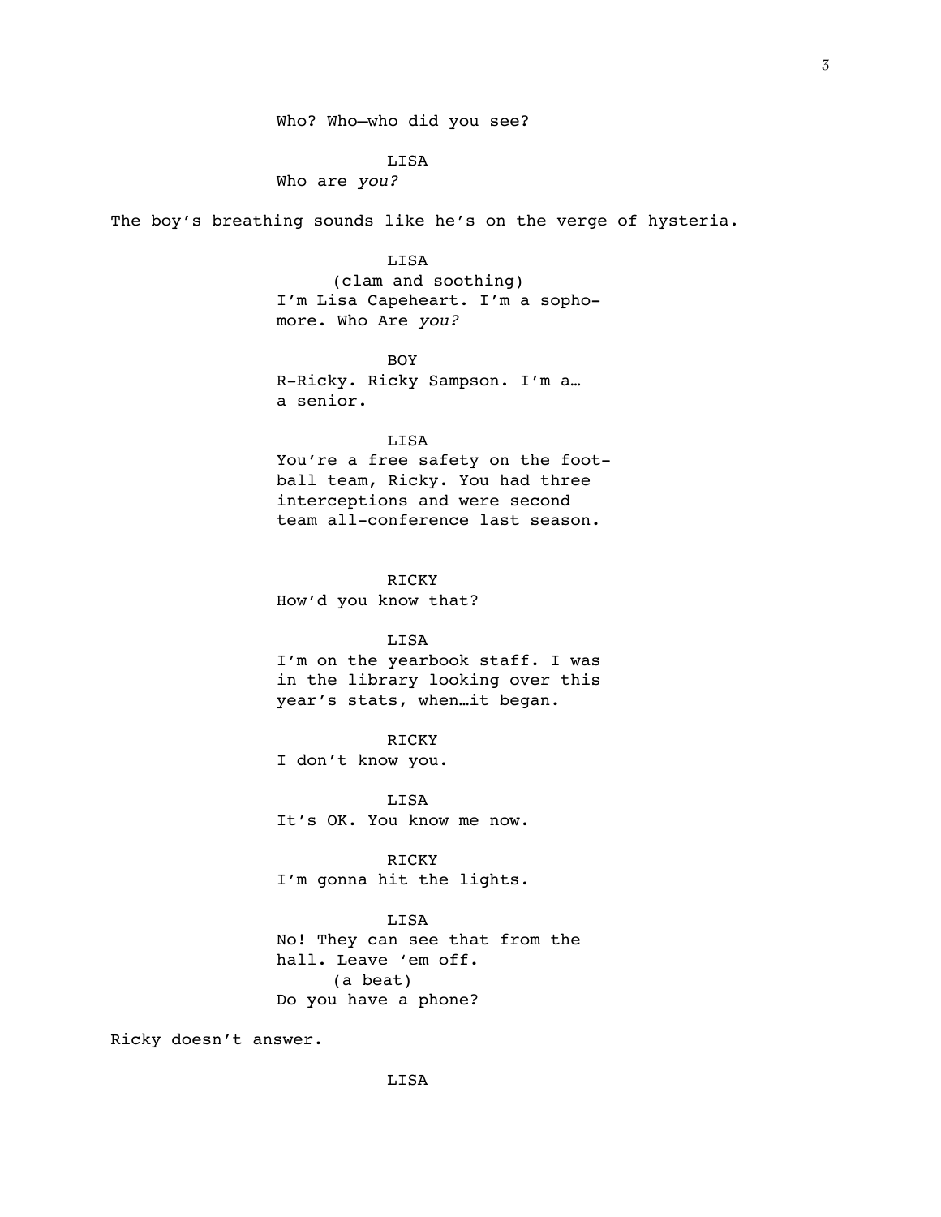Who? Who—who did you see?

LISA
Who are *you?*

The boy's breathing sounds like he's on the verge of hysteria.

LISA
(clam and soothing)
I'm Lisa Capeheart. I'm a sopho-
more. Who Are *you?*

BOY
R-Ricky. Ricky Sampson. I'm a…
a senior.

LISA
You're a free safety on the foot-
ball team, Ricky. You had three
interceptions and were second
team all-conference last season.

RICKY
How'd you know that?

LISA
I'm on the yearbook staff. I was
in the library looking over this
year's stats, when…it began.

RICKY
I don't know you.

LISA
It's OK. You know me now.

RICKY
I'm gonna hit the lights.

LISA
No! They can see that from the
hall. Leave 'em off.
(a beat)
Do you have a phone?

Ricky doesn't answer.

LISA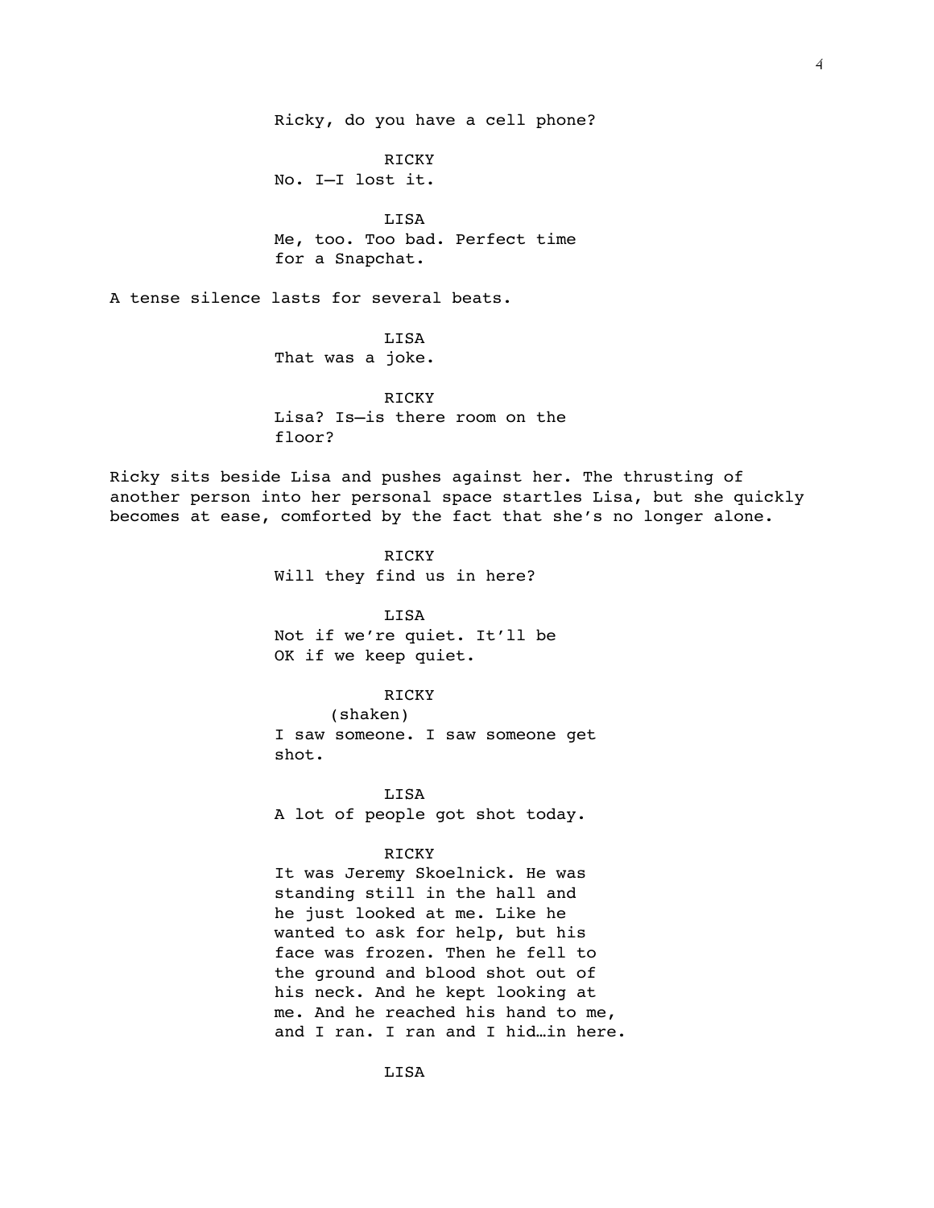Ricky, do you have a cell phone?

RICKY
No. I—I lost it.

LISA
Me, too. Too bad. Perfect time for a Snapchat.

A tense silence lasts for several beats.

LISA
That was a joke.

RICKY
Lisa? Is—is there room on the floor?

Ricky sits beside Lisa and pushes against her. The thrusting of another person into her personal space startles Lisa, but she quickly becomes at ease, comforted by the fact that she's no longer alone.

RICKY
Will they find us in here?

LISA
Not if we're quiet. It'll be OK if we keep quiet.

RICKY
(shaken)
I saw someone. I saw someone get shot.

LISA
A lot of people got shot today.

RICKY
It was Jeremy Skoelnick. He was standing still in the hall and he just looked at me. Like he wanted to ask for help, but his face was frozen. Then he fell to the ground and blood shot out of his neck. And he kept looking at me. And he reached his hand to me, and I ran. I ran and I hid…in here.

LISA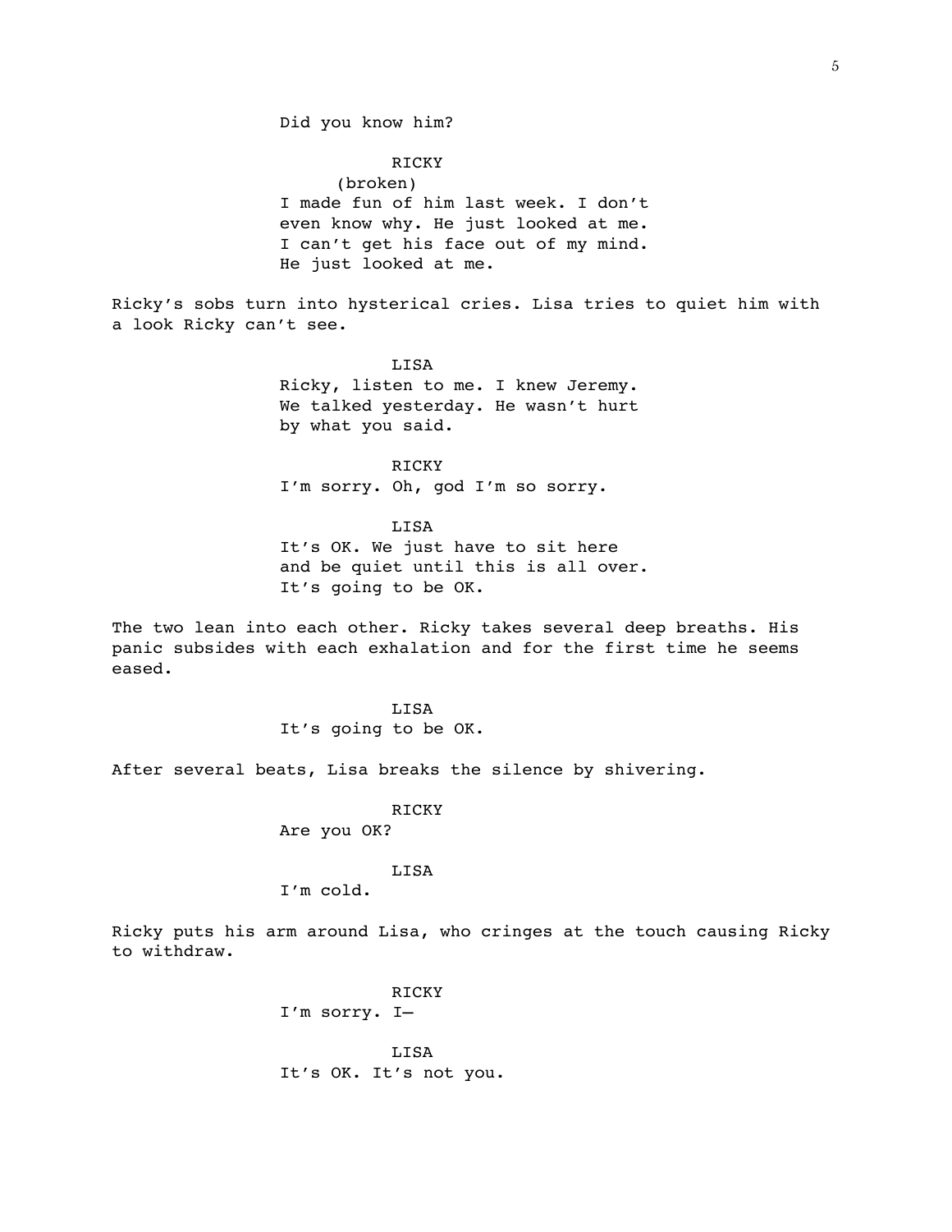Did you know him?

RICKY
(broken)
I made fun of him last week. I don't even know why. He just looked at me. I can't get his face out of my mind. He just looked at me.

Ricky's sobs turn into hysterical cries. Lisa tries to quiet him with a look Ricky can't see.

LISA
Ricky, listen to me. I knew Jeremy. We talked yesterday. He wasn't hurt by what you said.

RICKY
I'm sorry. Oh, god I'm so sorry.

LISA
It's OK. We just have to sit here and be quiet until this is all over. It's going to be OK.

The two lean into each other. Ricky takes several deep breaths. His panic subsides with each exhalation and for the first time he seems eased.

LISA
It's going to be OK.

After several beats, Lisa breaks the silence by shivering.

RICKY
Are you OK?

LISA
I'm cold.

Ricky puts his arm around Lisa, who cringes at the touch causing Ricky to withdraw.

RICKY
I'm sorry. I—

LISA
It's OK. It's not you.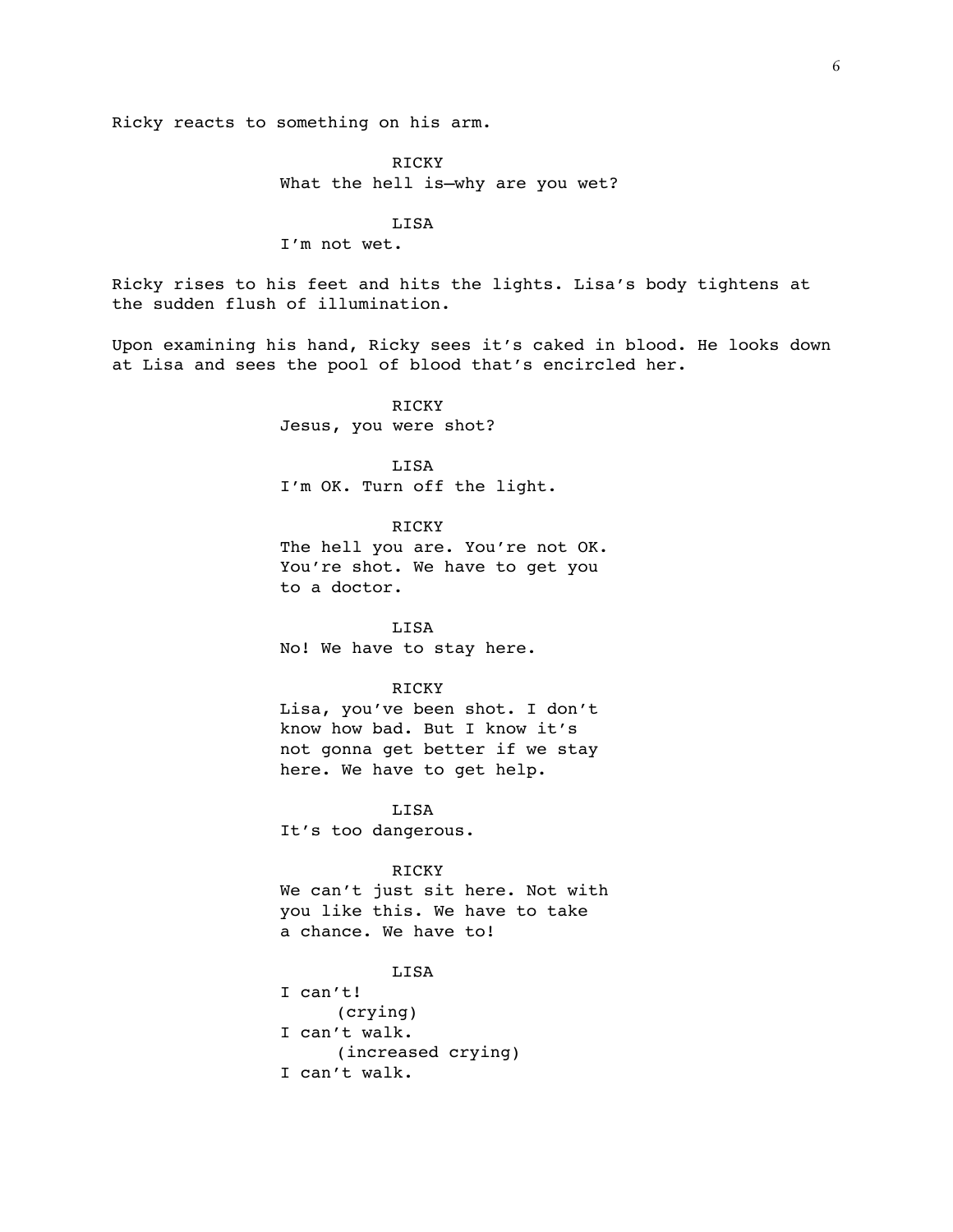Ricky reacts to something on his arm.

RICKY
What the hell is—why are you wet?

LISA
I'm not wet.

Ricky rises to his feet and hits the lights. Lisa's body tightens at the sudden flush of illumination.

Upon examining his hand, Ricky sees it's caked in blood. He looks down at Lisa and sees the pool of blood that's encircled her.

RICKY
Jesus, you were shot?

LISA
I'm OK. Turn off the light.

RICKY
The hell you are. You're not OK. You're shot. We have to get you to a doctor.

LISA
No! We have to stay here.

RICKY
Lisa, you've been shot. I don't know how bad. But I know it's not gonna get better if we stay here. We have to get help.

LISA
It's too dangerous.

RICKY
We can't just sit here. Not with you like this. We have to take a chance. We have to!

LISA
I can't!
(crying)
I can't walk.
(increased crying)
I can't walk.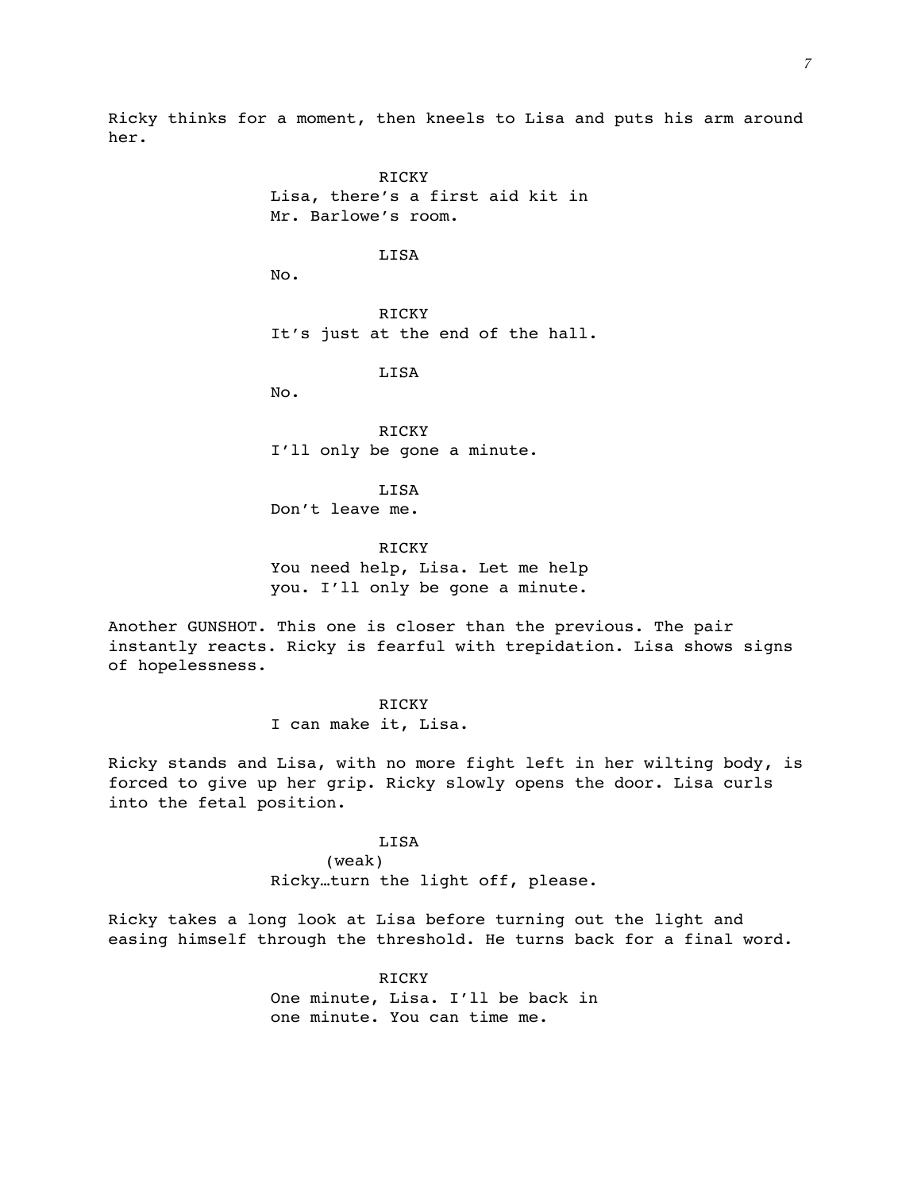Ricky thinks for a moment, then kneels to Lisa and puts his arm around her.

RICKY
Lisa, there's a first aid kit in Mr. Barlowe's room.

LISA
No.

RICKY
It's just at the end of the hall.

LISA
No.

RICKY
I'll only be gone a minute.

LISA
Don't leave me.

RICKY
You need help, Lisa. Let me help you. I'll only be gone a minute.

Another GUNSHOT. This one is closer than the previous. The pair instantly reacts. Ricky is fearful with trepidation. Lisa shows signs of hopelessness.

RICKY
I can make it, Lisa.

Ricky stands and Lisa, with no more fight left in her wilting body, is forced to give up her grip. Ricky slowly opens the door. Lisa curls into the fetal position.

LISA
(weak)
Ricky…turn the light off, please.

Ricky takes a long look at Lisa before turning out the light and easing himself through the threshold. He turns back for a final word.

RICKY
One minute, Lisa. I'll be back in one minute. You can time me.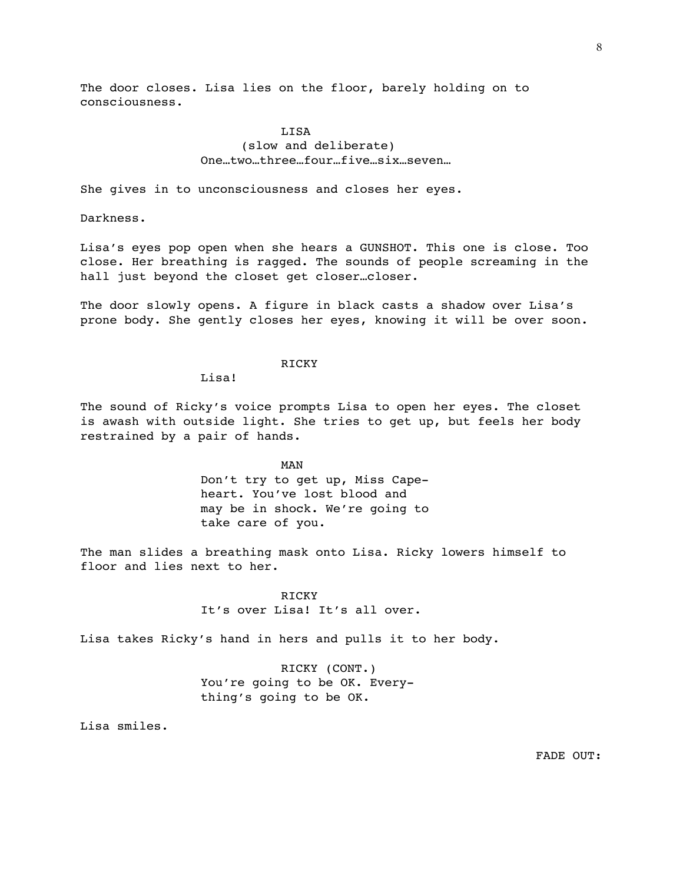The door closes. Lisa lies on the floor, barely holding on to consciousness.

LISA
(slow and deliberate)
One…two…three…four…five…six…seven…

She gives in to unconsciousness and closes her eyes.

Darkness.

Lisa's eyes pop open when she hears a GUNSHOT. This one is close. Too close. Her breathing is ragged. The sounds of people screaming in the hall just beyond the closet get closer…closer.

The door slowly opens. A figure in black casts a shadow over Lisa's prone body. She gently closes her eyes, knowing it will be over soon.

RICKY
Lisa!

The sound of Ricky's voice prompts Lisa to open her eyes. The closet is awash with outside light. She tries to get up, but feels her body restrained by a pair of hands.

MAN
Don't try to get up, Miss Cape-heart. You've lost blood and may be in shock. We're going to take care of you.

The man slides a breathing mask onto Lisa. Ricky lowers himself to floor and lies next to her.

RICKY
It's over Lisa! It's all over.

Lisa takes Ricky's hand in hers and pulls it to her body.

RICKY (CONT.)
You're going to be OK. Every-thing's going to be OK.

Lisa smiles.

FADE OUT: